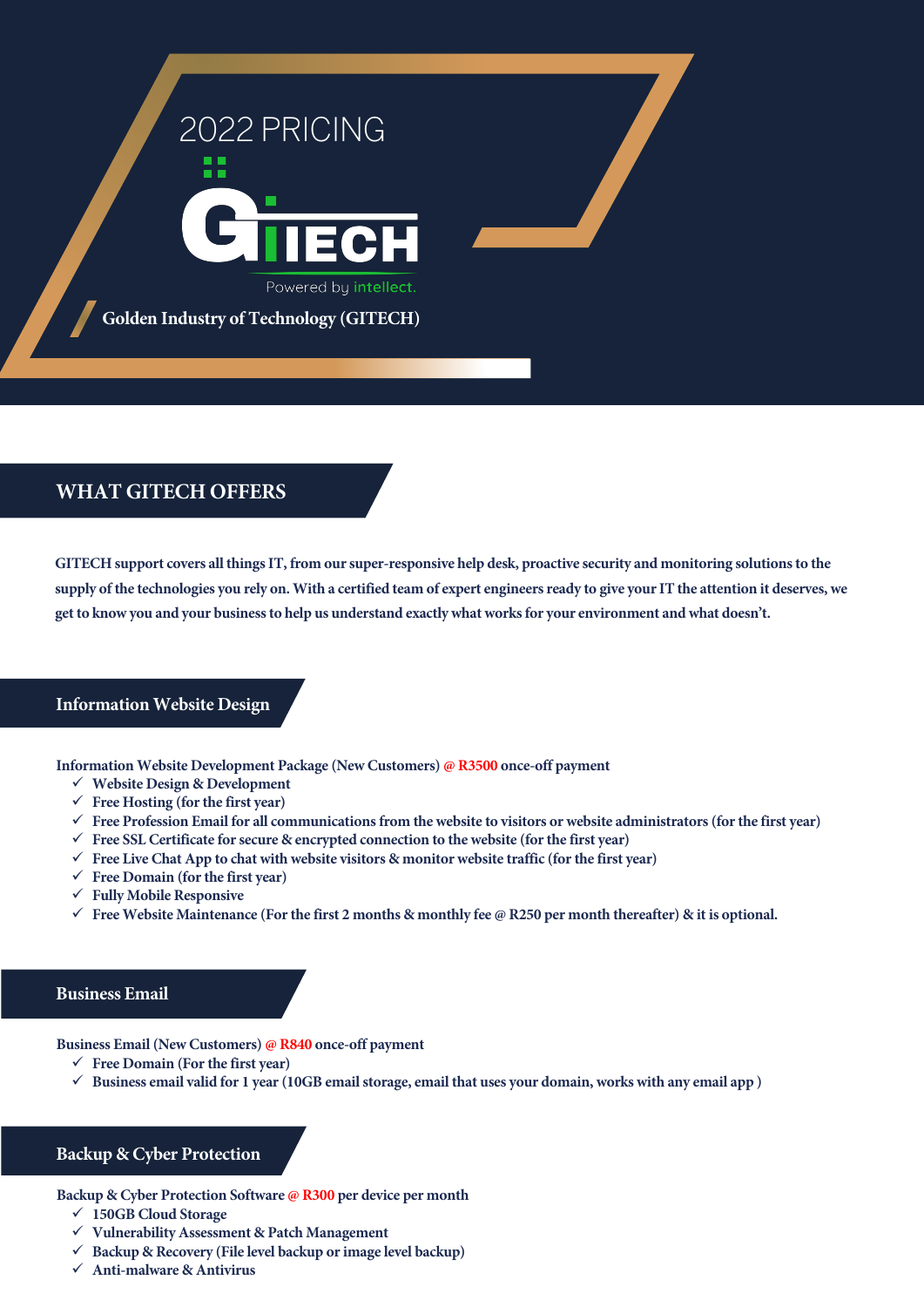# 2022 PRICING

GITECH

Powered by intellect.

**Golden Industry of Technology (GITECH)**

## WHAT GITECH OFFERS

GITECH support covers all things IT, from our super-responsive help desk, proactive security and monitoring solutions to the supply of the technologies you rely on. With a certified team of expert engineers ready to give your IT the attention it deserves, we get to know you and your business to help us understand exactly what works for your environment and what doesn't.

## Information Website Design

Information Website Development Package (New Customers) @ R3500 once-off payment

- ✓ Website Design & Development
- ✓ Free Hosting (for the first year)
- ✓ Free Profession Email for all communications from the website to visitors or website administrators (for the first year)
- ✓ Free SSL Certificate for secure & encrypted connection to the website (for the first year)
- ✓ Free Live Chat App to chat with website visitors & monitor website traffic (for the first year)
- ✓ Free Domain (for the first year)
- ✓ Fully Mobile Responsive
- ✓ Free Website Maintenance (For the first 2 months & monthly fee @ R250 per month thereafter) & it is optional.

## Business Email

Business Email (New Customers) @ R840 once-off payment

- ✓ Free Domain (For the first year)
- ✓ Business email valid for 1 year (10GB email storage, email that uses your domain, works with any email app )

## Backup & Cyber Protection

Backup & Cyber Protection Software @ R300 per device per month

- ✓ 150GB Cloud Storage
- ✓ Vulnerability Assessment & Patch Management
- ✓ Backup & Recovery (File level backup or image level backup)
- ✓ Anti-malware & Antivirus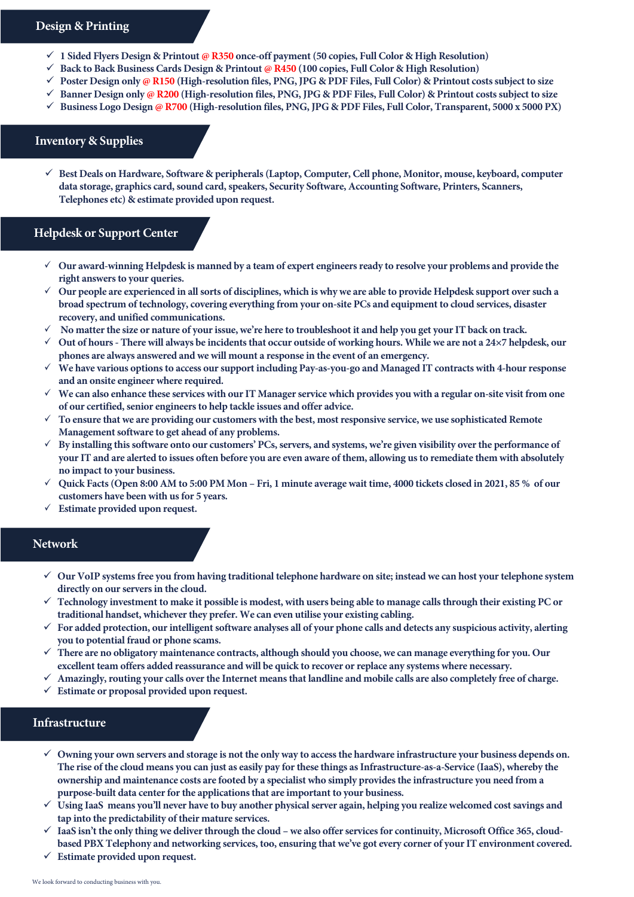## Design & Printing

- ✓ 1 Sided Flyers Design & Printout @ R350 once-off payment (50 copies, Full Color & High Resolution)
- ✓ Back to Back Business Cards Design & Printout @ R450 (100 copies, Full Color & High Resolution)
- ✓ Poster Design only @ R150 (High-resolution files, PNG, JPG & PDF Files, Full Color) & Printout costs subject to size
- ✓ Banner Design only @ R200 (High-resolution files, PNG, JPG & PDF Files, Full Color) & Printout costs subject to size
- ✓ Business Logo Design @ R700 (High-resolution files, PNG, JPG & PDF Files, Full Color, Transparent, 5000 x 5000 PX)

## Inventory & Supplies

- ✓ Best Deals on Hardware, Software & peripherals (Laptop, Computer, Cell phone, Monitor, mouse, keyboard, computer data storage, graphics card, sound card, speakers, Security Software, Accounting Software, Printers, Scanners, Telephones etc) & estimate provided upon request.

## Helpdesk or Support Center

- ✓ Our award-winning Helpdesk is manned by a team of expert engineers ready to resolve your problems and provide the right answers to your queries.
- ✓ Our people are experienced in all sorts of disciplines, which is why we are able to provide Helpdesk support over such a broad spectrum of technology, covering everything from your on-site PCs and equipment to cloud services, disaster recovery, and unified communications.
- ✓ No matter the size or nature of your issue, we're here to troubleshoot it and help you get your IT back on track.
- ✓ Out of hours - There will always be incidents that occur outside of working hours. While we are not a 24×7 helpdesk, our phones are always answered and we will mount a response in the event of an emergency.
- ✓ We have various options to access our support including Pay-as-you-go and Managed IT contracts with 4-hour response and an onsite engineer where required.
- ✓ We can also enhance these services with our IT Manager service which provides you with a regular on-site visit from one of our certified, senior engineers to help tackle issues and offer advice.
- ✓ To ensure that we are providing our customers with the best, most responsive service, we use sophisticated Remote Management software to get ahead of any problems.
- ✓ By installing this software onto our customers' PCs, servers, and systems, we're given visibility over the performance of your IT and are alerted to issues often before you are even aware of them, allowing us to remediate them with absolutely no impact to your business.
- ✓ Quick Facts (Open 8:00 AM to 5:00 PM Mon – Fri, 1 minute average wait time, 4000 tickets closed in 2021, 85 % of our customers have been with us for 5 years.
- ✓ Estimate provided upon request.

## Network

- ✓ Our VoIP systems free you from having traditional telephone hardware on site; instead we can host your telephone system directly on our servers in the cloud.
- ✓ Technology investment to make it possible is modest, with users being able to manage calls through their existing PC or traditional handset, whichever they prefer. We can even utilise your existing cabling.
- ✓ For added protection, our intelligent software analyses all of your phone calls and detects any suspicious activity, alerting you to potential fraud or phone scams.
- ✓ There are no obligatory maintenance contracts, although should you choose, we can manage everything for you. Our excellent team offers added reassurance and will be quick to recover or replace any systems where necessary.
- ✓ Amazingly, routing your calls over the Internet means that landline and mobile calls are also completely free of charge.
- ✓ Estimate or proposal provided upon request.

## Infrastructure

- ✓ Owning your own servers and storage is not the only way to access the hardware infrastructure your business depends on. The rise of the cloud means you can just as easily pay for these things as Infrastructure-as-a-Service (IaaS), whereby the ownership and maintenance costs are footed by a specialist who simply provides the infrastructure you need from a purpose-built data center for the applications that are important to your business.
- ✓ Using IaaS means you'll never have to buy another physical server again, helping you realize welcomed cost savings and tap into the predictability of their mature services.
- ✓ IaaS isn't the only thing we deliver through the cloud – we also offer services for continuity, Microsoft Office 365, cloud-based PBX Telephony and networking services, too, ensuring that we've got every corner of your IT environment covered.
- ✓ Estimate provided upon request.

We look forward to conducting business with you.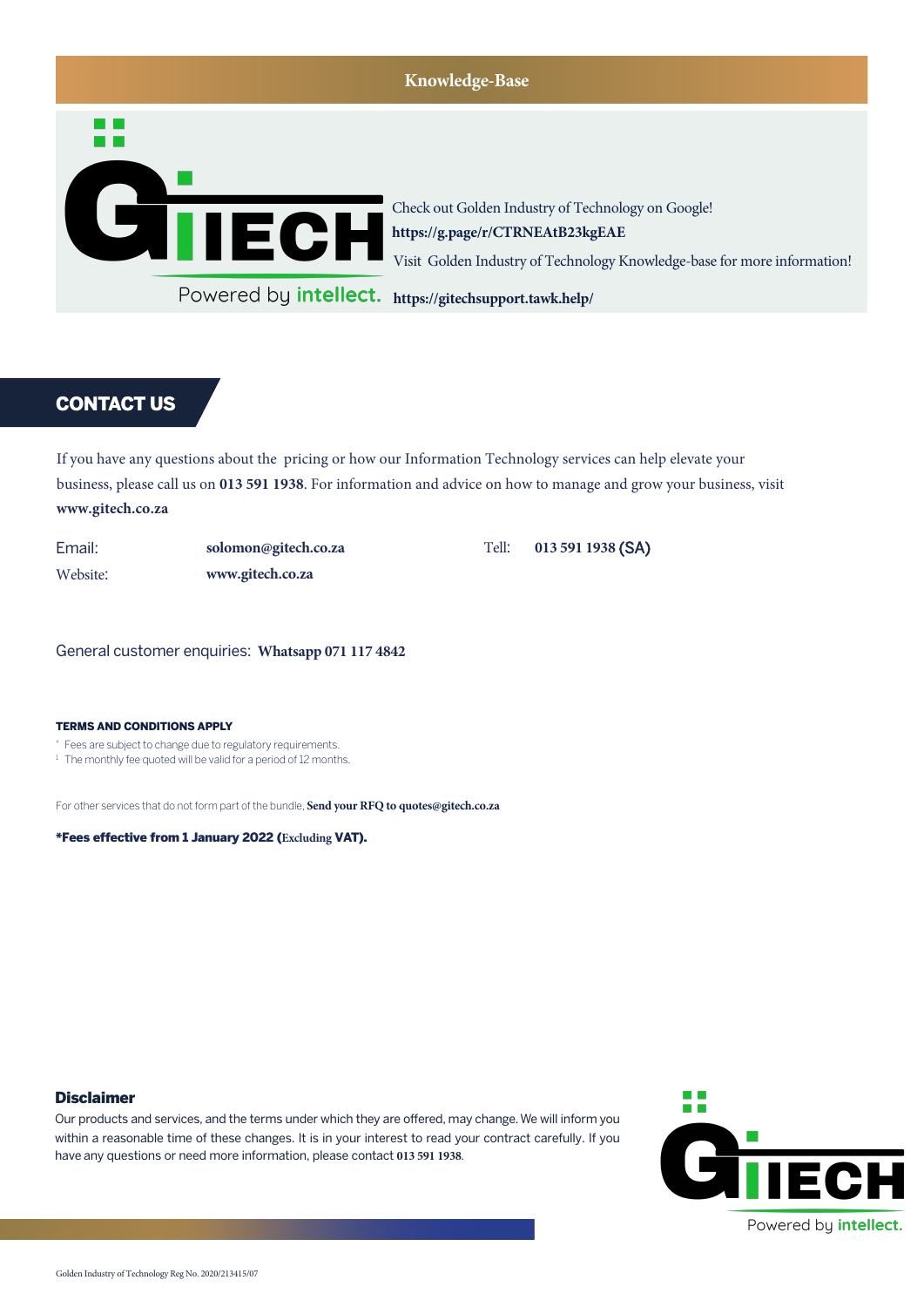## Knowledge-Base

Check out Golden Industry of Technology on Google!

**https://g.page/r/CTRNEAtB23kgEAE**

Visit Golden Industry of Technology Knowledge-base for more information!

**https://gitechsupport.tawk.help/**

## CONTACT US

If you have any questions about the pricing or how our Information Technology services can help elevate your business, please call us on **013 591 1938**. For information and advice on how to manage and grow your business, visit **www.gitech.co.za**

| | | | |
|---|---|---|---|
| Email: | **solomon@gitech.co.za** | Tell: | **013 591 1938 (SA)** |
| Website: | **www.gitech.co.za** | | |

General customer enquiries: **Whatsapp 071 117 4842**

**TERMS AND CONDITIONS APPLY**

* Fees are subject to change due to regulatory requirements.

[1] The monthly fee quoted will be valid for a period of 12 months.

For other services that do not form part of the bundle, **Send your RFQ to quotes@gitech.co.za**

***Fees effective from 1 January 2022 (Excluding VAT).**

### Disclaimer

Our products and services, and the terms under which they are offered, may change. We will inform you within a reasonable time of these changes. It is in your interest to read your contract carefully. If you have any questions or need more information, please contact **013 591 1938**.

Golden Industry of Technology Reg No. 2020/213415/07